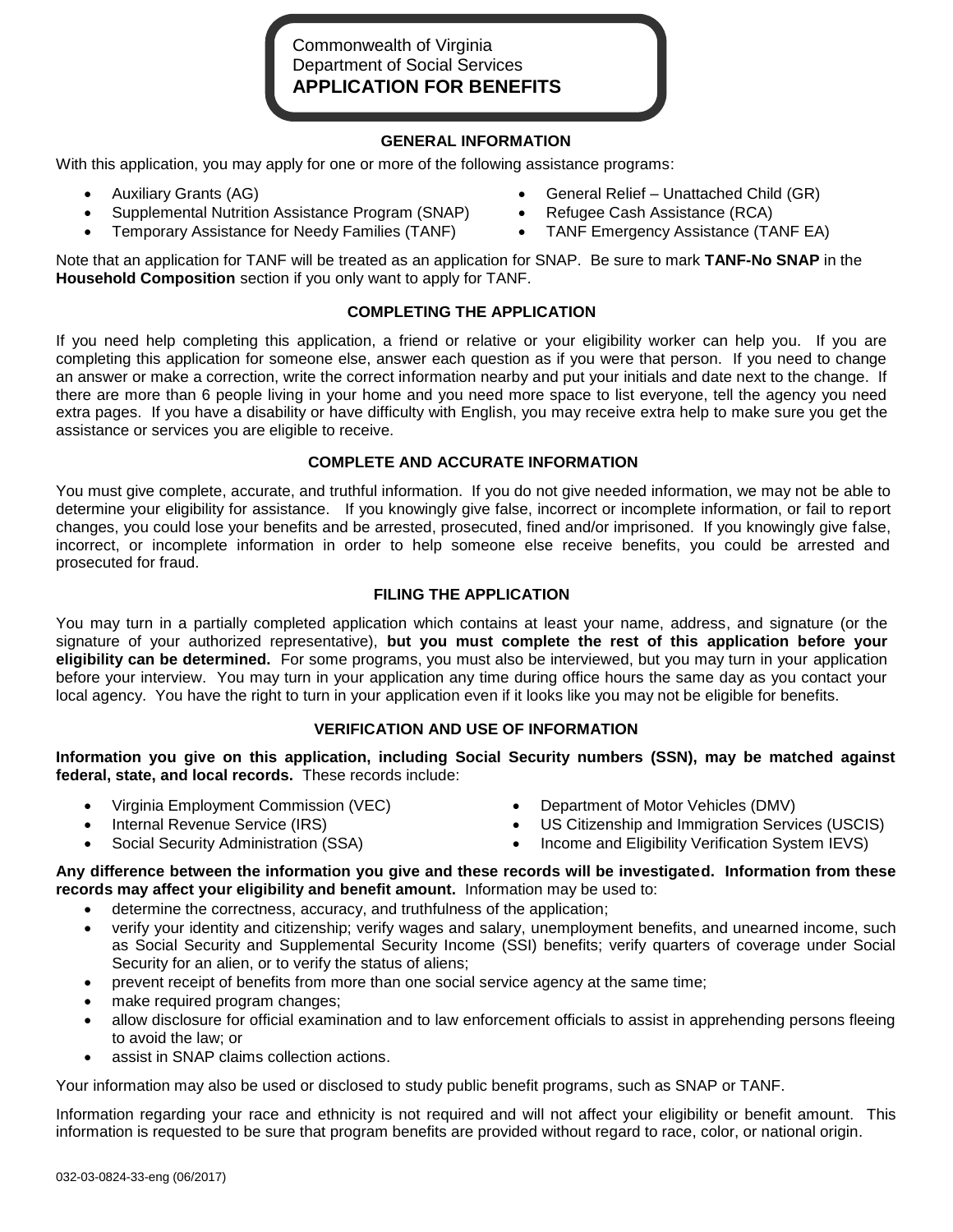Commonwealth of Virginia
Department of Social Services
**APPLICATION FOR BENEFITS**

## GENERAL INFORMATION

With this application, you may apply for one or more of the following assistance programs:

- Auxiliary Grants (AG)
- Supplemental Nutrition Assistance Program (SNAP)
- Temporary Assistance for Needy Families (TANF)
- General Relief – Unattached Child (GR)
- Refugee Cash Assistance (RCA)
- TANF Emergency Assistance (TANF EA)

Note that an application for TANF will be treated as an application for SNAP. Be sure to mark **TANF-No SNAP** in the **Household Composition** section if you only want to apply for TANF.

## COMPLETING THE APPLICATION

If you need help completing this application, a friend or relative or your eligibility worker can help you. If you are completing this application for someone else, answer each question as if you were that person. If you need to change an answer or make a correction, write the correct information nearby and put your initials and date next to the change. If there are more than 6 people living in your home and you need more space to list everyone, tell the agency you need extra pages. If you have a disability or have difficulty with English, you may receive extra help to make sure you get the assistance or services you are eligible to receive.

## COMPLETE AND ACCURATE INFORMATION

You must give complete, accurate, and truthful information. If you do not give needed information, we may not be able to determine your eligibility for assistance. If you knowingly give false, incorrect or incomplete information, or fail to report changes, you could lose your benefits and be arrested, prosecuted, fined and/or imprisoned. If you knowingly give false, incorrect, or incomplete information in order to help someone else receive benefits, you could be arrested and prosecuted for fraud.

## FILING THE APPLICATION

You may turn in a partially completed application which contains at least your name, address, and signature (or the signature of your authorized representative), **but you must complete the rest of this application before your eligibility can be determined.** For some programs, you must also be interviewed, but you may turn in your application before your interview. You may turn in your application any time during office hours the same day as you contact your local agency. You have the right to turn in your application even if it looks like you may not be eligible for benefits.

## VERIFICATION AND USE OF INFORMATION

**Information you give on this application, including Social Security numbers (SSN), may be matched against federal, state, and local records.** These records include:

- Virginia Employment Commission (VEC)
- Internal Revenue Service (IRS)
- Social Security Administration (SSA)
- Department of Motor Vehicles (DMV)
- US Citizenship and Immigration Services (USCIS)
- Income and Eligibility Verification System IEVS)

**Any difference between the information you give and these records will be investigated. Information from these records may affect your eligibility and benefit amount.** Information may be used to:

- determine the correctness, accuracy, and truthfulness of the application;
- verify your identity and citizenship; verify wages and salary, unemployment benefits, and unearned income, such as Social Security and Supplemental Security Income (SSI) benefits; verify quarters of coverage under Social Security for an alien, or to verify the status of aliens;
- prevent receipt of benefits from more than one social service agency at the same time;
- make required program changes;
- allow disclosure for official examination and to law enforcement officials to assist in apprehending persons fleeing to avoid the law; or
- assist in SNAP claims collection actions.

Your information may also be used or disclosed to study public benefit programs, such as SNAP or TANF.

Information regarding your race and ethnicity is not required and will not affect your eligibility or benefit amount. This information is requested to be sure that program benefits are provided without regard to race, color, or national origin.

032-03-0824-33-eng (06/2017)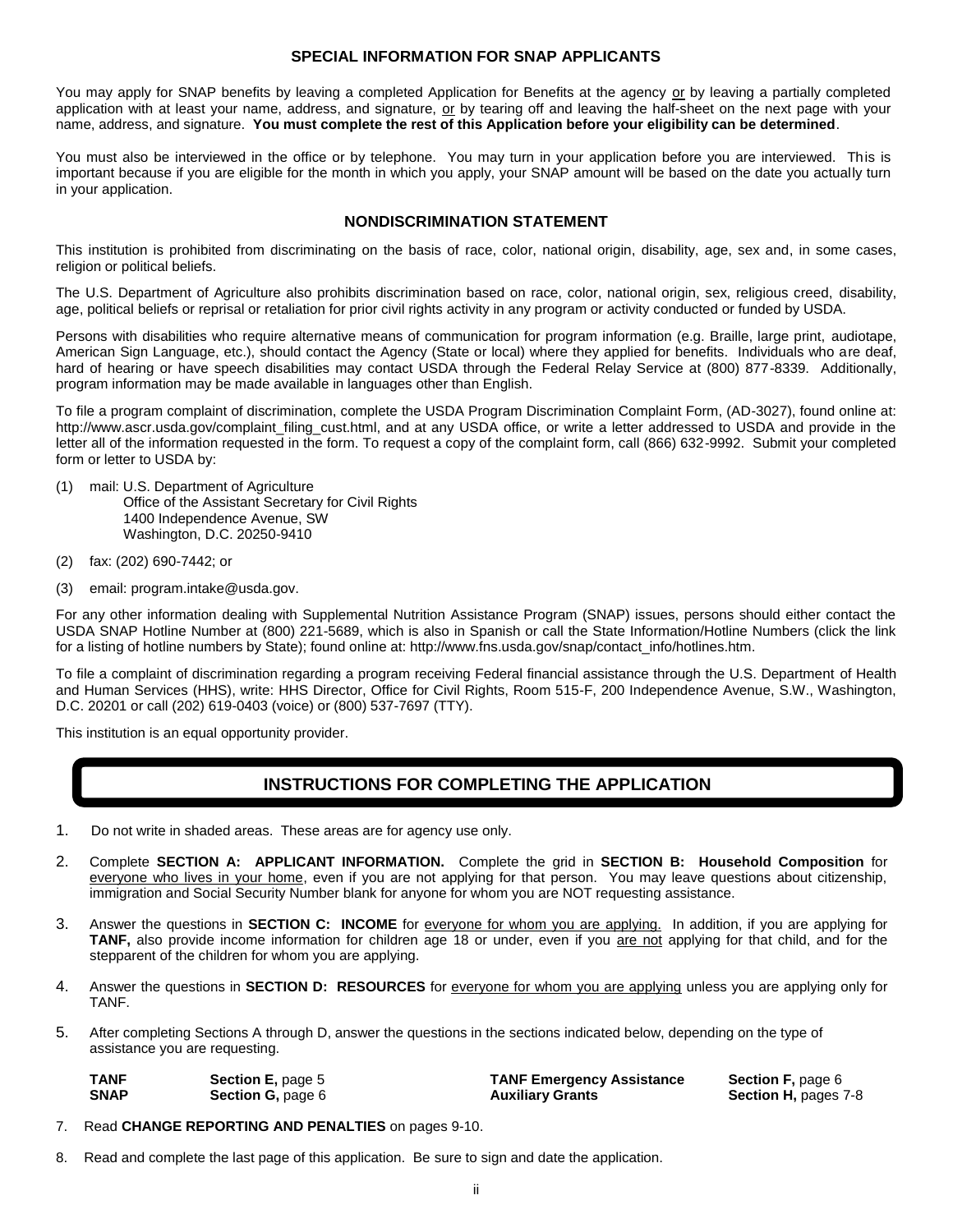## SPECIAL INFORMATION FOR SNAP APPLICANTS

You may apply for SNAP benefits by leaving a completed Application for Benefits at the agency or by leaving a partially completed application with at least your name, address, and signature, or by tearing off and leaving the half-sheet on the next page with your name, address, and signature. **You must complete the rest of this Application before your eligibility can be determined**.

You must also be interviewed in the office or by telephone. You may turn in your application before you are interviewed. This is important because if you are eligible for the month in which you apply, your SNAP amount will be based on the date you actually turn in your application.

## NONDISCRIMINATION STATEMENT

This institution is prohibited from discriminating on the basis of race, color, national origin, disability, age, sex and, in some cases, religion or political beliefs.

The U.S. Department of Agriculture also prohibits discrimination based on race, color, national origin, sex, religious creed, disability, age, political beliefs or reprisal or retaliation for prior civil rights activity in any program or activity conducted or funded by USDA.

Persons with disabilities who require alternative means of communication for program information (e.g. Braille, large print, audiotape, American Sign Language, etc.), should contact the Agency (State or local) where they applied for benefits. Individuals who are deaf, hard of hearing or have speech disabilities may contact USDA through the Federal Relay Service at (800) 877-8339. Additionally, program information may be made available in languages other than English.

To file a program complaint of discrimination, complete the USDA Program Discrimination Complaint Form, (AD-3027), found online at: http://www.ascr.usda.gov/complaint_filing_cust.html, and at any USDA office, or write a letter addressed to USDA and provide in the letter all of the information requested in the form. To request a copy of the complaint form, call (866) 632-9992. Submit your completed form or letter to USDA by:

(1) mail: U.S. Department of Agriculture
Office of the Assistant Secretary for Civil Rights
1400 Independence Avenue, SW
Washington, D.C. 20250-9410

(2) fax: (202) 690-7442; or

(3) email: program.intake@usda.gov.

For any other information dealing with Supplemental Nutrition Assistance Program (SNAP) issues, persons should either contact the USDA SNAP Hotline Number at (800) 221-5689, which is also in Spanish or call the State Information/Hotline Numbers (click the link for a listing of hotline numbers by State); found online at: http://www.fns.usda.gov/snap/contact_info/hotlines.htm.

To file a complaint of discrimination regarding a program receiving Federal financial assistance through the U.S. Department of Health and Human Services (HHS), write: HHS Director, Office for Civil Rights, Room 515-F, 200 Independence Avenue, S.W., Washington, D.C. 20201 or call (202) 619-0403 (voice) or (800) 537-7697 (TTY).

This institution is an equal opportunity provider.

## INSTRUCTIONS FOR COMPLETING THE APPLICATION

1. Do not write in shaded areas. These areas are for agency use only.
2. Complete **SECTION A: APPLICANT INFORMATION.** Complete the grid in **SECTION B: Household Composition** for everyone who lives in your home, even if you are not applying for that person. You may leave questions about citizenship, immigration and Social Security Number blank for anyone for whom you are NOT requesting assistance.
3. Answer the questions in **SECTION C: INCOME** for everyone for whom you are applying. In addition, if you are applying for **TANF,** also provide income information for children age 18 or under, even if you are not applying for that child, and for the stepparent of the children for whom you are applying.
4. Answer the questions in **SECTION D: RESOURCES** for everyone for whom you are applying unless you are applying only for TANF.
5. After completing Sections A through D, answer the questions in the sections indicated below, depending on the type of assistance you are requesting.

| | | | |
|---|---|---|---|
| **TANF** | **Section E,** page 5 | **TANF Emergency Assistance** | **Section F,** page 6 |
| **SNAP** | **Section G,** page 6 | **Auxiliary Grants** | **Section H,** pages 7-8 |

7. Read **CHANGE REPORTING AND PENALTIES** on pages 9-10.
8. Read and complete the last page of this application. Be sure to sign and date the application.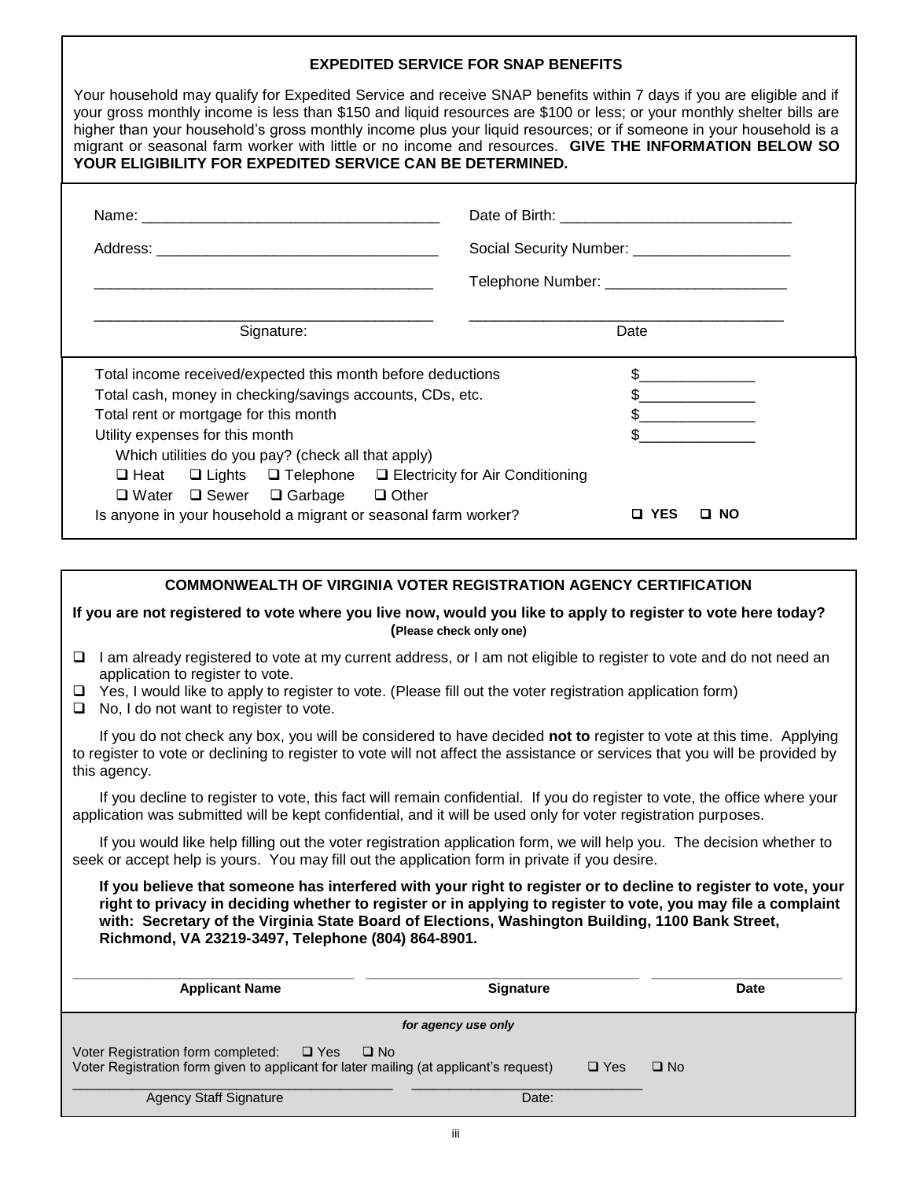## EXPEDITED SERVICE FOR SNAP BENEFITS

Your household may qualify for Expedited Service and receive SNAP benefits within 7 days if you are eligible and if your gross monthly income is less than $150 and liquid resources are $100 or less; or your monthly shelter bills are higher than your household's gross monthly income plus your liquid resources; or if someone in your household is a migrant or seasonal farm worker with little or no income and resources. **GIVE THE INFORMATION BELOW SO YOUR ELIGIBILITY FOR EXPEDITED SERVICE CAN BE DETERMINED.**

Name: ___________________________________ Date of Birth: ___________________________

Address: _________________________________ Social Security Number: ___________________

_________________________________________ Telephone Number: ______________________

_________________________________________ _____________________________________

Signature: Date

Total income received/expected this month before deductions $______________

Total cash, money in checking/savings accounts, CDs, etc. $______________

Total rent or mortgage for this month $______________

Utility expenses for this month $______________

Which utilities do you pay? (check all that apply)

❑ Heat ❑ Lights ❑ Telephone ❑ Electricity for Air Conditioning

❑ Water ❑ Sewer ❑ Garbage ❑ Other

Is anyone in your household a migrant or seasonal farm worker? ❑ **YES** ❑ **NO**

## COMMONWEALTH OF VIRGINIA VOTER REGISTRATION AGENCY CERTIFICATION

**If you are not registered to vote where you live now, would you like to apply to register to vote here today? (Please check only one)**

- ❑ I am already registered to vote at my current address, or I am not eligible to register to vote and do not need an application to register to vote.
- ❑ Yes, I would like to apply to register to vote. (Please fill out the voter registration application form)
- ❑ No, I do not want to register to vote.

If you do not check any box, you will be considered to have decided **not to** register to vote at this time. Applying to register to vote or declining to register to vote will not affect the assistance or services that you will be provided by this agency.

If you decline to register to vote, this fact will remain confidential. If you do register to vote, the office where your application was submitted will be kept confidential, and it will be used only for voter registration purposes.

If you would like help filling out the voter registration application form, we will help you. The decision whether to seek or accept help is yours. You may fill out the application form in private if you desire.

**If you believe that someone has interfered with your right to register or to decline to register to vote, your right to privacy in deciding whether to register or in applying to register to vote, you may file a complaint with: Secretary of the Virginia State Board of Elections, Washington Building, 1100 Bank Street, Richmond, VA 23219-3497, Telephone (804) 864-8901.**

_________________________ _________________________ _________________________

**Applicant Name** **Signature** **Date**

*for agency use only*

Voter Registration form completed: ❑ Yes ❑ No

Voter Registration form given to applicant for later mailing (at applicant's request) ❑ Yes ❑ No

_________________________________________ _____________________________

Agency Staff Signature Date: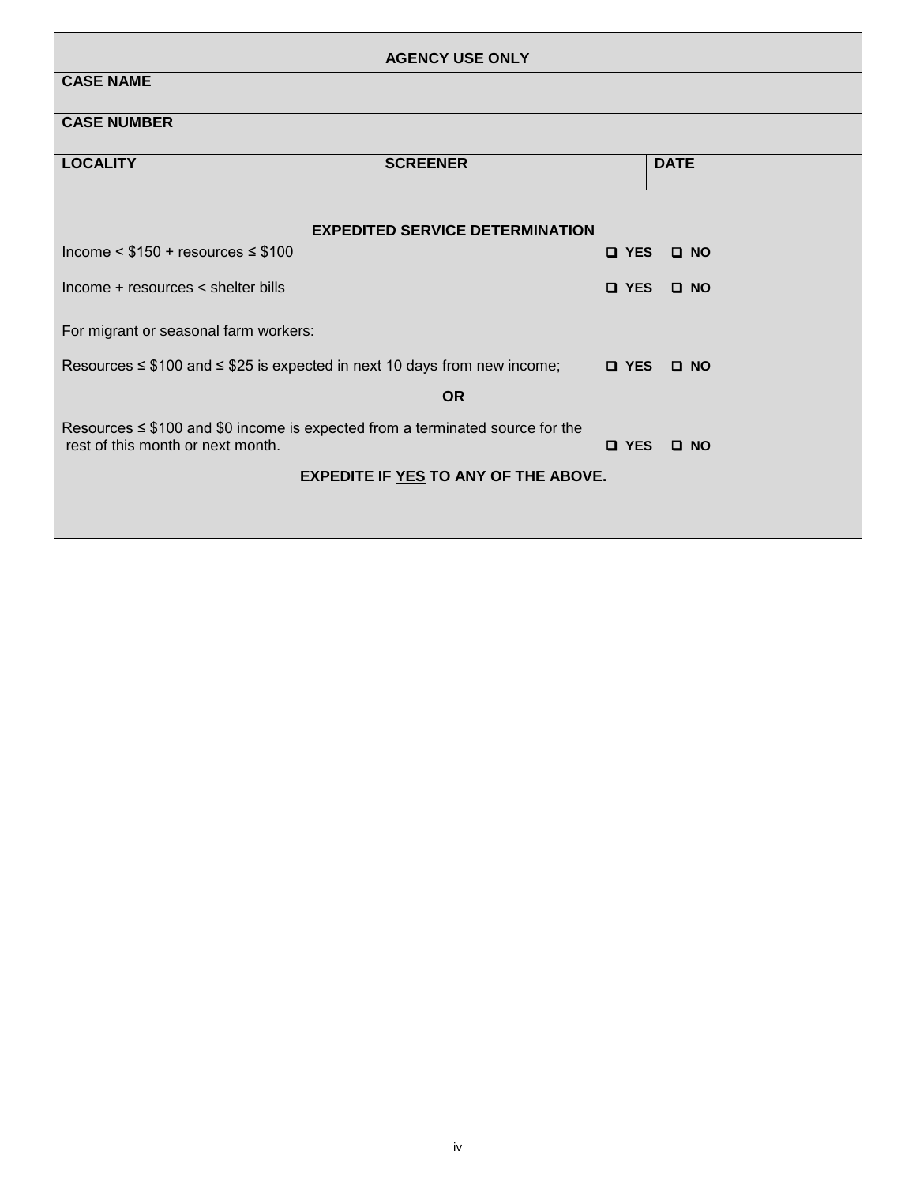**AGENCY USE ONLY**

| **CASE NAME** | | |
| --- | --- | --- |
| **CASE NUMBER** | | |
| **LOCALITY** | **SCREENER** | **DATE** |

**EXPEDITED SERVICE DETERMINATION**

| | | |
| --- | --- | --- |
| Income < $150 + resources ≤ $100 | ❑ **YES** | ❑ **NO** |
| Income + resources < shelter bills | ❑ **YES** | ❑ **NO** |

For migrant or seasonal farm workers:

| | | |
| --- | --- | --- |
| Resources ≤ $100 and ≤ $25 is expected in next 10 days from new income; | ❑ **YES** | ❑ **NO** |

**OR**

| | | |
| --- | --- | --- |
| Resources ≤ $100 and $0 income is expected from a terminated source for the rest of this month or next month. | ❑ **YES** | ❑ **NO** |

**EXPEDITE IF YES TO ANY OF THE ABOVE.**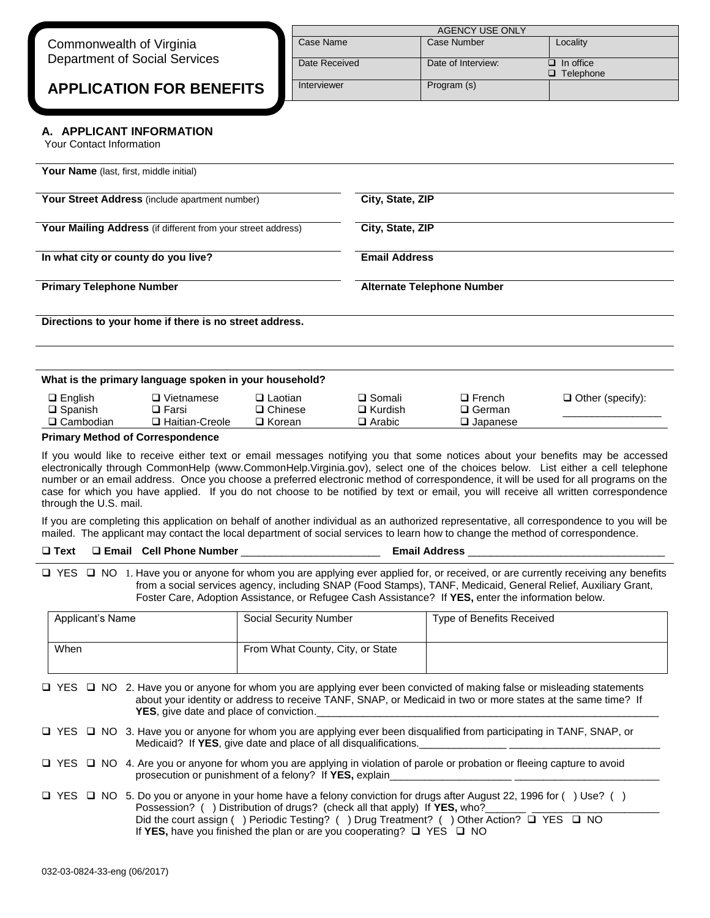Commonwealth of Virginia
Department of Social Services

# APPLICATION FOR BENEFITS

| AGENCY USE ONLY | | |
|---|---|---|
| Case Name | Case Number | Locality |
| Date Received | Date of Interview: | ❑ In office ❑ Telephone |
| Interviewer | Program (s) | |

## A. APPLICANT INFORMATION

Your Contact Information

**Your Name** (last, first, middle initial)

**Your Street Address** (include apartment number) | **City, State, ZIP**

**Your Mailing Address** (if different from your street address) | **City, State, ZIP**

**In what city or county do you live?** | **Email Address**

**Primary Telephone Number** | **Alternate Telephone Number**

**Directions to your home if there is no street address.**

**What is the primary language spoken in your household?**

| | | | | | |
|---|---|---|---|---|---|
| ❑ English | ❑ Vietnamese | ❑ Laotian | ❑ Somali | ❑ French | ❑ Other (specify): ________________ |
| ❑ Spanish | ❑ Farsi | ❑ Chinese | ❑ Kurdish | ❑ German | |
| ❑ Cambodian | ❑ Haitian-Creole | ❑ Korean | ❑ Arabic | ❑ Japanese | |

**Primary Method of Correspondence**

If you would like to receive either text or email messages notifying you that some notices about your benefits may be accessed electronically through CommonHelp (www.CommonHelp.Virginia.gov), select one of the choices below. List either a cell telephone number or an email address. Once you choose a preferred electronic method of correspondence, it will be used for all programs on the case for which you have applied. If you do not choose to be notified by text or email, you will receive all written correspondence through the U.S. mail.

If you are completing this application on behalf of another individual as an authorized representative, all correspondence to you will be mailed. The applicant may contact the local department of social services to learn how to change the method of correspondence.

**❑ Text ❑ Email Cell Phone Number** ________________________ **Email Address** __________________________________

❑ YES ❑ NO 1. Have you or anyone for whom you are applying ever applied for, or received, or are currently receiving any benefits from a social services agency, including SNAP (Food Stamps), TANF, Medicaid, General Relief, Auxiliary Grant, Foster Care, Adoption Assistance, or Refugee Cash Assistance? If **YES,** enter the information below.

| Applicant's Name | Social Security Number | Type of Benefits Received |
|---|---|---|
| When | From What County, City, or State | |

❑ YES ❑ NO 2. Have you or anyone for whom you are applying ever been convicted of making false or misleading statements about your identity or address to receive TANF, SNAP, or Medicaid in two or more states at the same time? If **YES**, give date and place of conviction.______________________________________________________________

❑ YES ❑ NO 3. Have you or anyone for whom you are applying ever been disqualified from participating in TANF, SNAP, or Medicaid? If **YES**, give date and place of all disqualifications._______________ __________________________

❑ YES ❑ NO 4. Are you or anyone for whom you are applying in violation of parole or probation or fleeing capture to avoid prosecution or punishment of a felony? If **YES,** explain_____________________ _________________________

❑ YES ❑ NO 5. Do you or anyone in your home have a felony conviction for drugs after August 22, 1996 for ( ) Use? ( ) Possession? ( ) Distribution of drugs? (check all that apply) If **YES,** who?_______ _______________________ Did the court assign ( ) Periodic Testing? ( ) Drug Treatment? ( ) Other Action? ❑ YES ❑ NO If **YES,** have you finished the plan or are you cooperating? ❑ YES ❑ NO

032-03-0824-33-eng (06/2017)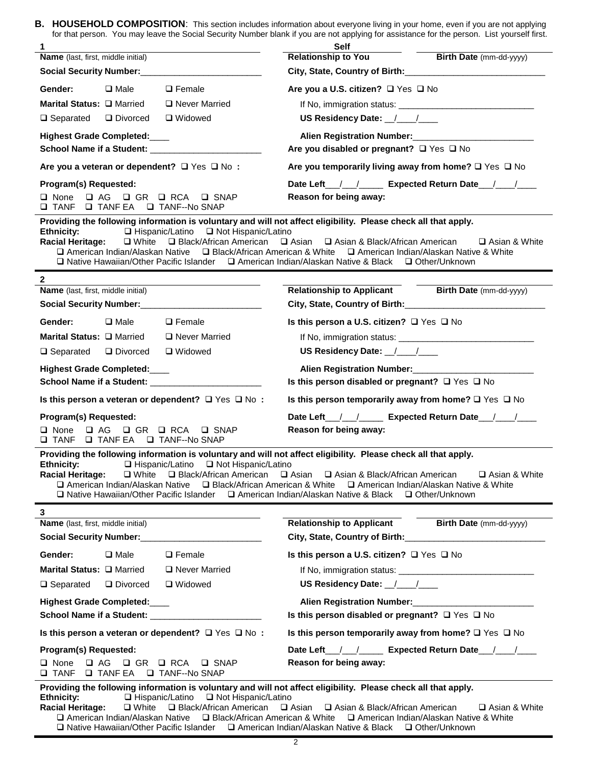**B. HOUSEHOLD COMPOSITION**: This section includes information about everyone living in your home, even if you are not applying for that person. You may leave the Social Security Number blank if you are not applying for assistance for the person. List yourself first.

**1**

**Name** (last, first, middle initial) | Self **Relationship to You** | **Birth Date** (mm-dd-yyyy)

**Social Security Number:**\_\_\_\_\_\_\_\_\_\_\_\_\_\_\_\_\_\_\_\_\_\_\_\_\_

**City, State, Country of Birth:**\_\_\_\_\_\_\_\_\_\_\_\_\_\_\_\_\_\_\_\_\_\_\_\_\_\_\_\_\_

**Gender:** ❑ Male ❑ Female

**Are you a U.S. citizen?** ❑ Yes ❑ No

**Marital Status:** ❑ Married ❑ Never Married ❑ Separated ❑ Divorced ❑ Widowed

If No, immigration status: \_\_\_\_\_\_\_\_\_\_\_\_\_\_\_\_\_\_\_\_\_\_\_\_\_\_\_\_

**US Residency Date:** \_\_/\_\_\_\_/\_\_\_\_

**Highest Grade Completed:**\_\_\_\_

**School Name if a Student:** \_\_\_\_\_\_\_\_\_\_\_\_\_\_\_\_\_\_\_\_\_\_\_

**Alien Registration Number:**\_\_\_\_\_\_\_\_\_\_\_\_\_\_\_\_\_\_\_\_\_\_\_\_\_

**Are you disabled or pregnant?** ❑ Yes ❑ No

**Are you a veteran or dependent?** ❑ Yes ❑ No **:**

**Are you temporarily living away from home?** ❑ Yes ❑ No

**Program(s) Requested:**

❑ None ❑ AG ❑ GR ❑ RCA ❑ SNAP ❑ TANF ❑ TANF EA ❑ TANF--No SNAP

**Date Left**\_\_\_/\_\_\_/\_\_\_\_\_ **Expected Return Date**\_\_\_/\_\_\_\_/\_\_\_\_

**Reason for being away:**

**Providing the following information is voluntary and will not affect eligibility. Please check all that apply.**

**Ethnicity:** ❑ Hispanic/Latino ❑ Not Hispanic/Latino

**Racial Heritage:** ❑ White ❑ Black/African American ❑ Asian ❑ Asian & Black/African American ❑ Asian & White ❑ American Indian/Alaskan Native ❑ Black/African American & White ❑ American Indian/Alaskan Native & White ❑ Native Hawaiian/Other Pacific Islander ❑ American Indian/Alaskan Native & Black ❑ Other/Unknown

---

**2**

**Name** (last, first, middle initial) | **Relationship to Applicant** | **Birth Date** (mm-dd-yyyy)

**Social Security Number:**\_\_\_\_\_\_\_\_\_\_\_\_\_\_\_\_\_\_\_\_\_\_\_\_\_

**City, State, Country of Birth:**\_\_\_\_\_\_\_\_\_\_\_\_\_\_\_\_\_\_\_\_\_\_\_\_\_\_\_\_\_

**Gender:** ❑ Male ❑ Female

**Is this person a U.S. citizen?** ❑ Yes ❑ No

**Marital Status:** ❑ Married ❑ Never Married ❑ Separated ❑ Divorced ❑ Widowed

If No, immigration status: \_\_\_\_\_\_\_\_\_\_\_\_\_\_\_\_\_\_\_\_\_\_\_\_\_\_\_\_

**US Residency Date:** \_\_/\_\_\_\_/\_\_\_\_

**Highest Grade Completed:**\_\_\_\_

**School Name if a Student:** \_\_\_\_\_\_\_\_\_\_\_\_\_\_\_\_\_\_\_\_\_\_\_

**Alien Registration Number:**\_\_\_\_\_\_\_\_\_\_\_\_\_\_\_\_\_\_\_\_\_\_\_\_\_

**Is this person disabled or pregnant?** ❑ Yes ❑ No

**Is this person a veteran or dependent?** ❑ Yes ❑ No **:**

**Is this person temporarily away from home?** ❑ Yes ❑ No

**Program(s) Requested:**

❑ None ❑ AG ❑ GR ❑ RCA ❑ SNAP ❑ TANF ❑ TANF EA ❑ TANF--No SNAP

**Date Left**\_\_\_/\_\_\_/\_\_\_\_\_ **Expected Return Date**\_\_\_/\_\_\_\_/\_\_\_\_

**Reason for being away:**

**Providing the following information is voluntary and will not affect eligibility. Please check all that apply.**

**Ethnicity:** ❑ Hispanic/Latino ❑ Not Hispanic/Latino

**Racial Heritage:** ❑ White ❑ Black/African American ❑ Asian ❑ Asian & Black/African American ❑ Asian & White ❑ American Indian/Alaskan Native ❑ Black/African American & White ❑ American Indian/Alaskan Native & White ❑ Native Hawaiian/Other Pacific Islander ❑ American Indian/Alaskan Native & Black ❑ Other/Unknown

---

**3**

**Name** (last, first, middle initial) | **Relationship to Applicant** | **Birth Date** (mm-dd-yyyy)

**Social Security Number:**\_\_\_\_\_\_\_\_\_\_\_\_\_\_\_\_\_\_\_\_\_\_\_\_\_

**City, State, Country of Birth:**\_\_\_\_\_\_\_\_\_\_\_\_\_\_\_\_\_\_\_\_\_\_\_\_\_\_\_\_\_

**Gender:** ❑ Male ❑ Female

**Is this person a U.S. citizen?** ❑ Yes ❑ No

**Marital Status:** ❑ Married ❑ Never Married ❑ Separated ❑ Divorced ❑ Widowed

If No, immigration status: \_\_\_\_\_\_\_\_\_\_\_\_\_\_\_\_\_\_\_\_\_\_\_\_\_\_\_\_

**US Residency Date:** \_\_/\_\_\_\_/\_\_\_\_

**Highest Grade Completed:**\_\_\_\_

**School Name if a Student:** \_\_\_\_\_\_\_\_\_\_\_\_\_\_\_\_\_\_\_\_\_\_\_

**Alien Registration Number:**\_\_\_\_\_\_\_\_\_\_\_\_\_\_\_\_\_\_\_\_\_\_\_\_\_

**Is this person disabled or pregnant?** ❑ Yes ❑ No

**Is this person a veteran or dependent?** ❑ Yes ❑ No **:**

**Is this person temporarily away from home?** ❑ Yes ❑ No

**Program(s) Requested:**

❑ None ❑ AG ❑ GR ❑ RCA ❑ SNAP ❑ TANF ❑ TANF EA ❑ TANF--No SNAP

**Date Left**\_\_\_/\_\_\_/\_\_\_\_\_ **Expected Return Date**\_\_\_/\_\_\_\_/\_\_\_\_

**Reason for being away:**

**Providing the following information is voluntary and will not affect eligibility. Please check all that apply.**

**Ethnicity:** ❑ Hispanic/Latino ❑ Not Hispanic/Latino

**Racial Heritage:** ❑ White ❑ Black/African American ❑ Asian ❑ Asian & Black/African American ❑ Asian & White ❑ American Indian/Alaskan Native ❑ Black/African American & White ❑ American Indian/Alaskan Native & White ❑ Native Hawaiian/Other Pacific Islander ❑ American Indian/Alaskan Native & Black ❑ Other/Unknown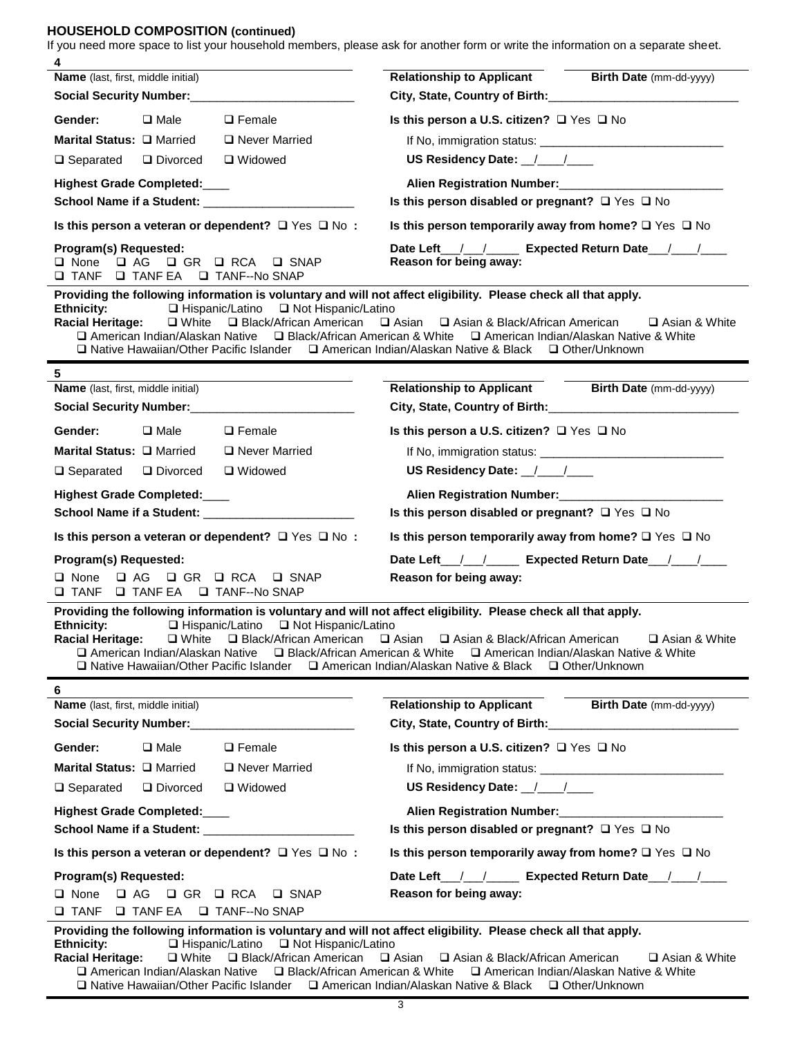## HOUSEHOLD COMPOSITION (continued)

If you need more space to list your household members, please ask for another form or write the information on a separate sheet.

**4**

**Name** (last, first, middle initial) | **Relationship to Applicant** | **Birth Date** (mm-dd-yyyy)

**Social Security Number:**________________________

**City, State, Country of Birth:**____________________________

**Gender:** ❑ Male ❑ Female

**Is this person a U.S. citizen?** ❑ Yes ❑ No

**Marital Status:** ❑ Married ❑ Never Married ❑ Separated ❑ Divorced ❑ Widowed

If No, immigration status: ___________________________

**US Residency Date:** __/____/____

**Highest Grade Completed:**____

**Alien Registration Number:**________________________

**School Name if a Student:** ______________________

**Is this person disabled or pregnant?** ❑ Yes ❑ No

**Is this person a veteran or dependent?** ❑ Yes ❑ No **:**

**Is this person temporarily away from home?** ❑ Yes ❑ No

**Program(s) Requested:**
❑ None ❑ AG ❑ GR ❑ RCA ❑ SNAP
❑ TANF ❑ TANF EA ❑ TANF--No SNAP

**Date Left**___/___/_____ **Expected Return Date**___/____/____
**Reason for being away:**

**Providing the following information is voluntary and will not affect eligibility. Please check all that apply.**
**Ethnicity:** ❑ Hispanic/Latino ❑ Not Hispanic/Latino
**Racial Heritage:** ❑ White ❑ Black/African American ❑ Asian ❑ Asian & Black/African American ❑ Asian & White
❑ American Indian/Alaskan Native ❑ Black/African American & White ❑ American Indian/Alaskan Native & White
❑ Native Hawaiian/Other Pacific Islander ❑ American Indian/Alaskan Native & Black ❑ Other/Unknown

---

**5**

**Name** (last, first, middle initial) | **Relationship to Applicant** | **Birth Date** (mm-dd-yyyy)

**Social Security Number:**________________________

**City, State, Country of Birth:**____________________________

**Gender:** ❑ Male ❑ Female

**Is this person a U.S. citizen?** ❑ Yes ❑ No

**Marital Status:** ❑ Married ❑ Never Married ❑ Separated ❑ Divorced ❑ Widowed

If No, immigration status: ___________________________

**US Residency Date:** __/____/____

**Highest Grade Completed:**____

**Alien Registration Number:**________________________

**School Name if a Student:** ______________________

**Is this person disabled or pregnant?** ❑ Yes ❑ No

**Is this person a veteran or dependent?** ❑ Yes ❑ No **:**

**Is this person temporarily away from home?** ❑ Yes ❑ No

**Program(s) Requested:**
❑ None ❑ AG ❑ GR ❑ RCA ❑ SNAP
❑ TANF ❑ TANF EA ❑ TANF--No SNAP

**Date Left**___/___/_____ **Expected Return Date**___/____/____
**Reason for being away:**

**Providing the following information is voluntary and will not affect eligibility. Please check all that apply.**
**Ethnicity:** ❑ Hispanic/Latino ❑ Not Hispanic/Latino
**Racial Heritage:** ❑ White ❑ Black/African American ❑ Asian ❑ Asian & Black/African American ❑ Asian & White
❑ American Indian/Alaskan Native ❑ Black/African American & White ❑ American Indian/Alaskan Native & White
❑ Native Hawaiian/Other Pacific Islander ❑ American Indian/Alaskan Native & Black ❑ Other/Unknown

---

**6**

**Name** (last, first, middle initial) | **Relationship to Applicant** | **Birth Date** (mm-dd-yyyy)

**Social Security Number:**________________________

**City, State, Country of Birth:**____________________________

**Gender:** ❑ Male ❑ Female

**Is this person a U.S. citizen?** ❑ Yes ❑ No

**Marital Status:** ❑ Married ❑ Never Married ❑ Separated ❑ Divorced ❑ Widowed

If No, immigration status: ___________________________

**US Residency Date:** __/____/____

**Highest Grade Completed:**____

**Alien Registration Number:**________________________

**School Name if a Student:** ______________________

**Is this person disabled or pregnant?** ❑ Yes ❑ No

**Is this person a veteran or dependent?** ❑ Yes ❑ No **:**

**Is this person temporarily away from home?** ❑ Yes ❑ No

**Program(s) Requested:**
❑ None ❑ AG ❑ GR ❑ RCA ❑ SNAP
❑ TANF ❑ TANF EA ❑ TANF--No SNAP

**Date Left**___/___/_____ **Expected Return Date**___/____/____
**Reason for being away:**

**Providing the following information is voluntary and will not affect eligibility. Please check all that apply.**
**Ethnicity:** ❑ Hispanic/Latino ❑ Not Hispanic/Latino
**Racial Heritage:** ❑ White ❑ Black/African American ❑ Asian ❑ Asian & Black/African American ❑ Asian & White
❑ American Indian/Alaskan Native ❑ Black/African American & White ❑ American Indian/Alaskan Native & White
❑ Native Hawaiian/Other Pacific Islander ❑ American Indian/Alaskan Native & Black ❑ Other/Unknown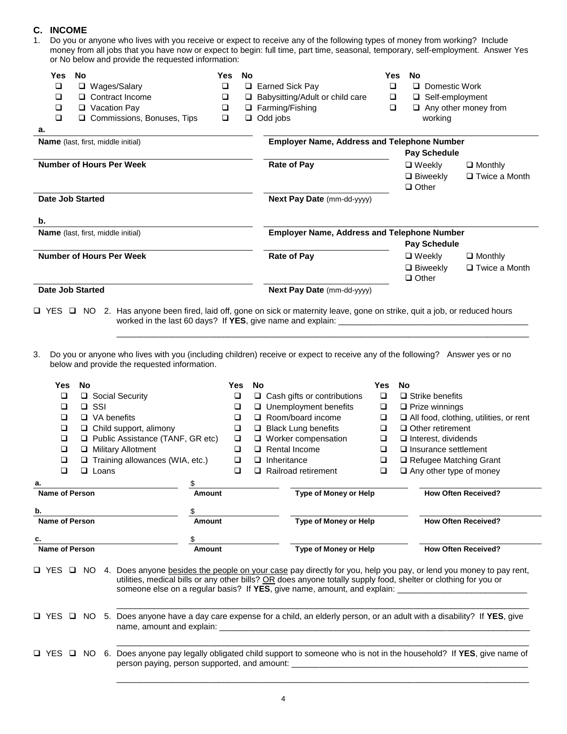## C. INCOME

1. Do you or anyone who lives with you receive or expect to receive any of the following types of money from working? Include money from all jobs that you have now or expect to begin: full time, part time, seasonal, temporary, self-employment. Answer Yes or No below and provide the requested information:

| Yes | No | | Yes | No | | Yes | No | |
|---|---|---|---|---|---|---|---|---|
| ☐ | ☐ | Wages/Salary | ☐ | ☐ | Earned Sick Pay | ☐ | ☐ | Domestic Work |
| ☐ | ☐ | Contract Income | ☐ | ☐ | Babysitting/Adult or child care | ☐ | ☐ | Self-employment |
| ☐ | ☐ | Vacation Pay | ☐ | ☐ | Farming/Fishing | ☐ | ☐ | Any other money from working |
| ☐ | ☐ | Commissions, Bonuses, Tips | ☐ | ☐ | Odd jobs | | | |

**a.**

**Name** (last, first, middle initial) ______________________ **Employer Name, Address and Telephone Number** ______________________

**Number of Hours Per Week** ______________________ **Rate of Pay** ______________________

**Pay Schedule**
☐ Weekly ☐ Monthly
☐ Biweekly ☐ Twice a Month
☐ Other

**Date Job Started** ______________________ **Next Pay Date** (mm-dd-yyyy) ______________________

**b.**

**Name** (last, first, middle initial) ______________________ **Employer Name, Address and Telephone Number** ______________________

**Number of Hours Per Week** ______________________ **Rate of Pay** ______________________

**Pay Schedule**
☐ Weekly ☐ Monthly
☐ Biweekly ☐ Twice a Month
☐ Other

**Date Job Started** ______________________ **Next Pay Date** (mm-dd-yyyy) ______________________

☐ YES ☐ NO 2. Has anyone been fired, laid off, gone on sick or maternity leave, gone on strike, quit a job, or reduced hours worked in the last 60 days? If **YES**, give name and explain: ______________________

3. Do you or anyone who lives with you (including children) receive or expect to receive any of the following? Answer yes or no below and provide the requested information.

| Yes | No | | Yes | No | | Yes | No | |
|---|---|---|---|---|---|---|---|---|
| ☐ | ☐ | Social Security | ☐ | ☐ | Cash gifts or contributions | ☐ | ☐ | Strike benefits |
| ☐ | ☐ | SSI | ☐ | ☐ | Unemployment benefits | ☐ | ☐ | Prize winnings |
| ☐ | ☐ | VA benefits | ☐ | ☐ | Room/board income | ☐ | ☐ | All food, clothing, utilities, or rent |
| ☐ | ☐ | Child support, alimony | ☐ | ☐ | Black Lung benefits | ☐ | ☐ | Other retirement |
| ☐ | ☐ | Public Assistance (TANF, GR etc) | ☐ | ☐ | Worker compensation | ☐ | ☐ | Interest, dividends |
| ☐ | ☐ | Military Allotment | ☐ | ☐ | Rental Income | ☐ | ☐ | Insurance settlement |
| ☐ | ☐ | Training allowances (WIA, etc.) | ☐ | ☐ | Inheritance | ☐ | ☐ | Refugee Matching Grant |
| ☐ | ☐ | Loans | ☐ | ☐ | Railroad retirement | ☐ | ☐ | Any other type of money |

| | Name of Person | Amount | Type of Money or Help | How Often Received? |
|---|---|---|---|---|
| a. | | $ | | |
| b. | | $ | | |
| c. | | $ | | |

☐ YES ☐ NO 4. Does anyone besides the people on your case pay directly for you, help you pay, or lend you money to pay rent, utilities, medical bills or any other bills? OR does anyone totally supply food, shelter or clothing for you or someone else on a regular basis? If **YES**, give name, amount, and explain: ______________________

☐ YES ☐ NO 5. Does anyone have a day care expense for a child, an elderly person, or an adult with a disability? If **YES**, give name, amount and explain: ______________________

☐ YES ☐ NO 6. Does anyone pay legally obligated child support to someone who is not in the household? If **YES**, give name of person paying, person supported, and amount: ______________________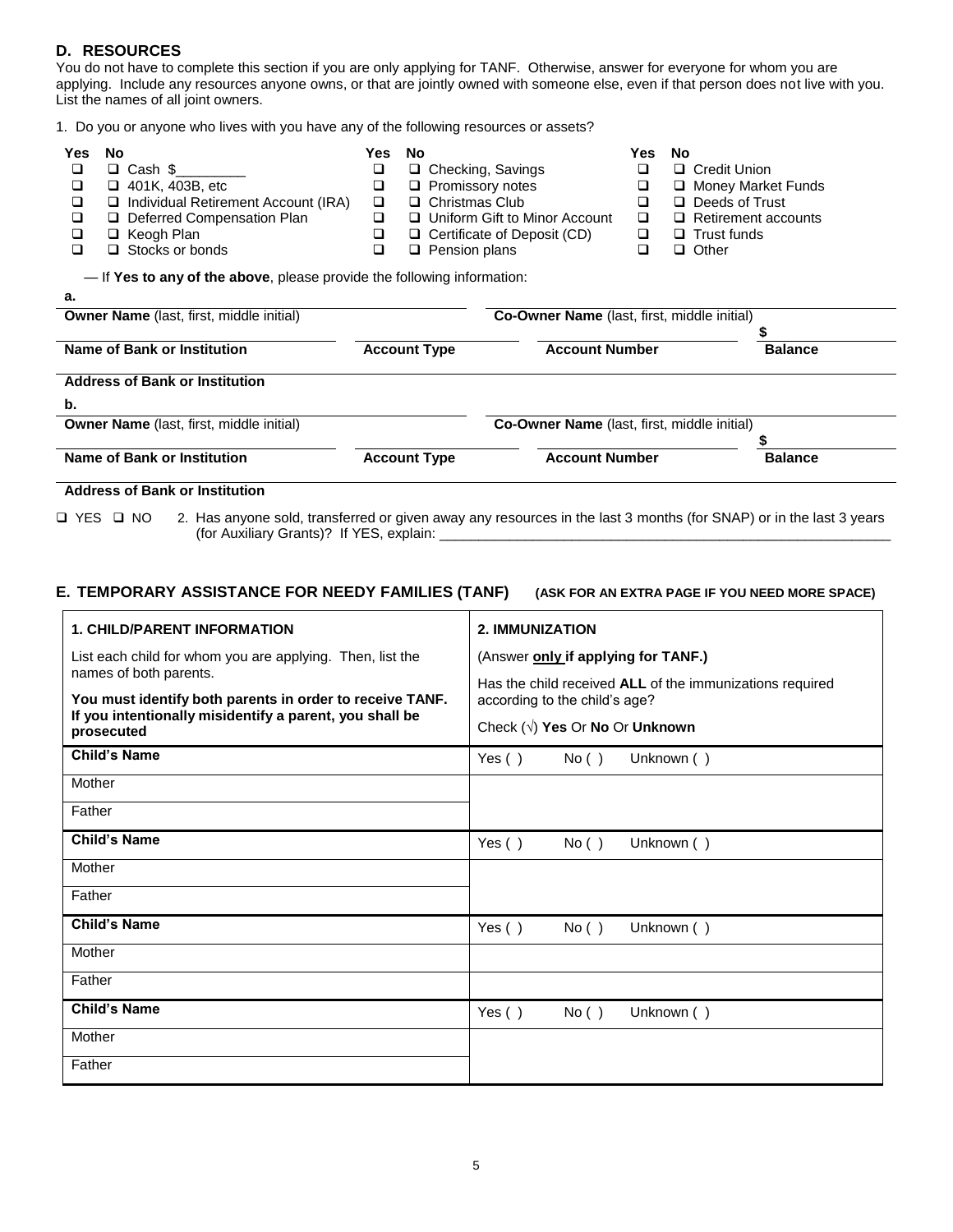## D. RESOURCES

You do not have to complete this section if you are only applying for TANF. Otherwise, answer for everyone for whom you are applying. Include any resources anyone owns, or that are jointly owned with someone else, even if that person does not live with you. List the names of all joint owners.

1. Do you or anyone who lives with you have any of the following resources or assets?

| Yes | No | | Yes | No | | Yes | No | |
|---|---|---|---|---|---|---|---|---|
| ❑ | ❑ | Cash $________ | ❑ | ❑ | Checking, Savings | ❑ | ❑ | Credit Union |
| ❑ | ❑ | 401K, 403B, etc | ❑ | ❑ | Promissory notes | ❑ | ❑ | Money Market Funds |
| ❑ | ❑ | Individual Retirement Account (IRA) | ❑ | ❑ | Christmas Club | ❑ | ❑ | Deeds of Trust |
| ❑ | ❑ | Deferred Compensation Plan | ❑ | ❑ | Uniform Gift to Minor Account | ❑ | ❑ | Retirement accounts |
| ❑ | ❑ | Keogh Plan | ❑ | ❑ | Certificate of Deposit (CD) | ❑ | ❑ | Trust funds |
| ❑ | ❑ | Stocks or bonds | ❑ | ❑ | Pension plans | ❑ | ❑ | Other |

— If **Yes to any of the above**, please provide the following information:

**a.**

| **Owner Name** (last, first, middle initial) | | **Co-Owner Name** (last, first, middle initial) | |
|---|---|---|---|
| | | | $ |
| **Name of Bank or Institution** | **Account Type** | **Account Number** | **Balance** |
| **Address of Bank or Institution** | | | |

**b.**

| **Owner Name** (last, first, middle initial) | | **Co-Owner Name** (last, first, middle initial) | |
|---|---|---|---|
| | | | $ |
| **Name of Bank or Institution** | **Account Type** | **Account Number** | **Balance** |
| **Address of Bank or Institution** | | | |

❑ YES ❑ NO 2. Has anyone sold, transferred or given away any resources in the last 3 months (for SNAP) or in the last 3 years (for Auxiliary Grants)? If YES, explain: ______________________________________________

## E. TEMPORARY ASSISTANCE FOR NEEDY FAMILIES (TANF) (ASK FOR AN EXTRA PAGE IF YOU NEED MORE SPACE)

| **1. CHILD/PARENT INFORMATION**<br>List each child for whom you are applying. Then, list the names of both parents.<br>**You must identify both parents in order to receive TANF. If you intentionally misidentify a parent, you shall be prosecuted** | **2. IMMUNIZATION**<br>(Answer **only if applying for TANF.)**<br>Has the child received **ALL** of the immunizations required according to the child's age?<br>Check (√) **Yes** Or **No** Or **Unknown** |
|---|---|
| **Child's Name** | Yes ( ) No ( ) Unknown ( ) |
| Mother | |
| Father | |
| **Child's Name** | Yes ( ) No ( ) Unknown ( ) |
| Mother | |
| Father | |
| **Child's Name** | Yes ( ) No ( ) Unknown ( ) |
| Mother | |
| Father | |
| **Child's Name** | Yes ( ) No ( ) Unknown ( ) |
| Mother | |
| Father | |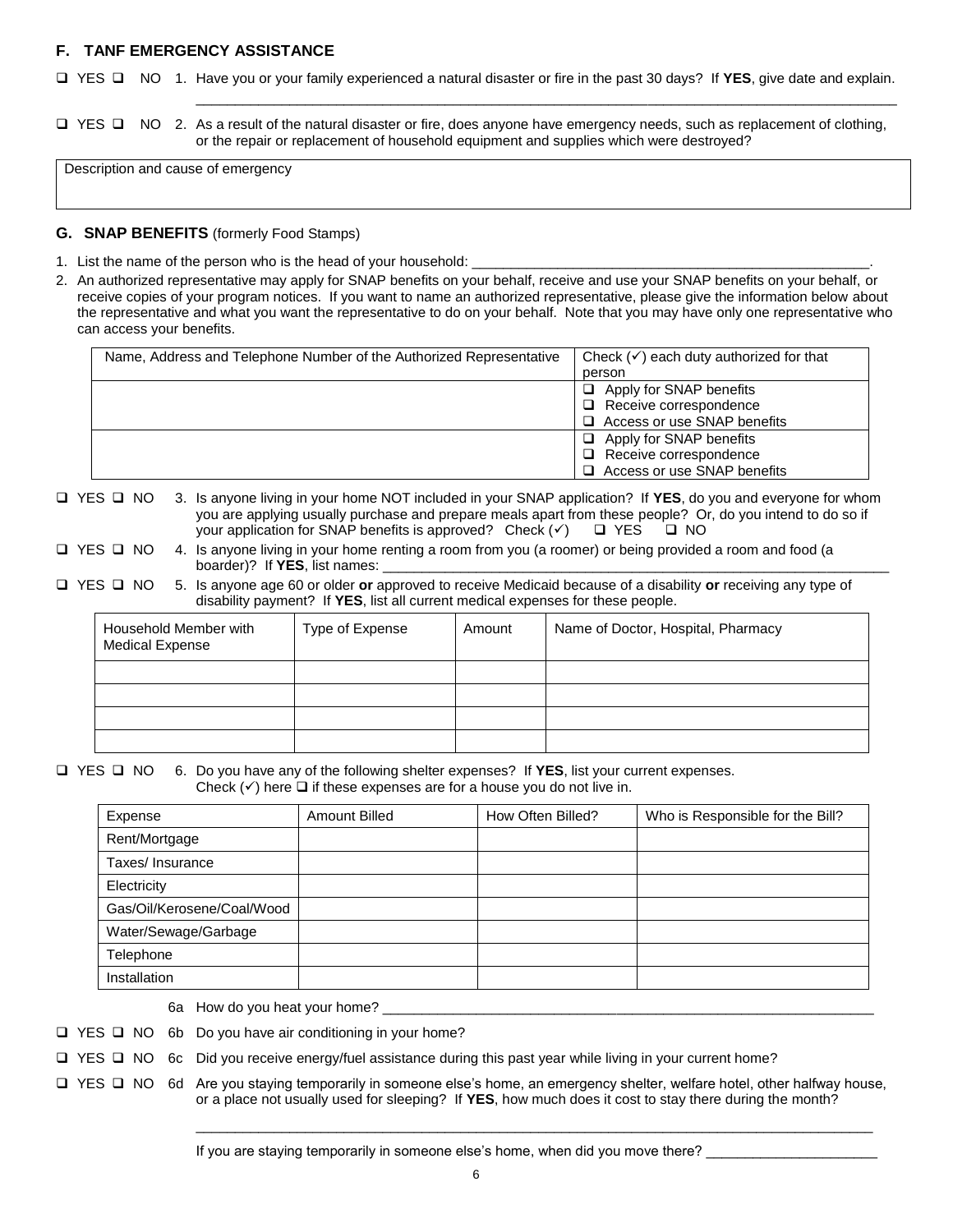## F. TANF EMERGENCY ASSISTANCE

❑ YES ❑ NO 1. Have you or your family experienced a natural disaster or fire in the past 30 days? If **YES**, give date and explain.

_______________________________________________________________________________________________

❑ YES ❑ NO 2. As a result of the natural disaster or fire, does anyone have emergency needs, such as replacement of clothing, or the repair or replacement of household equipment and supplies which were destroyed?

| Description and cause of emergency |
|---|
| |

## G. SNAP BENEFITS (formerly Food Stamps)

1. List the name of the person who is the head of your household: _______________________________________________.
2. An authorized representative may apply for SNAP benefits on your behalf, receive and use your SNAP benefits on your behalf, or receive copies of your program notices. If you want to name an authorized representative, please give the information below about the representative and what you want the representative to do on your behalf. Note that you may have only one representative who can access your benefits.

| Name, Address and Telephone Number of the Authorized Representative | Check (✓) each duty authorized for that person |
|---|---|
| | ❑ Apply for SNAP benefits<br>❑ Receive correspondence<br>❑ Access or use SNAP benefits |
| | ❑ Apply for SNAP benefits<br>❑ Receive correspondence<br>❑ Access or use SNAP benefits |

❑ YES ❑ NO 3. Is anyone living in your home NOT included in your SNAP application? If **YES**, do you and everyone for whom you are applying usually purchase and prepare meals apart from these people? Or, do you intend to do so if your application for SNAP benefits is approved? Check (✓) ❑ YES ❑ NO

❑ YES ❑ NO 4. Is anyone living in your home renting a room from you (a roomer) or being provided a room and food (a boarder)? If **YES**, list names: _______________________________________________

❑ YES ❑ NO 5. Is anyone age 60 or older **or** approved to receive Medicaid because of a disability **or** receiving any type of disability payment? If **YES**, list all current medical expenses for these people.

| Household Member with Medical Expense | Type of Expense | Amount | Name of Doctor, Hospital, Pharmacy |
|---|---|---|---|
| | | | |
| | | | |
| | | | |
| | | | |

❑ YES ❑ NO 6. Do you have any of the following shelter expenses? If **YES**, list your current expenses. Check (✓) here ❑ if these expenses are for a house you do not live in.

| Expense | Amount Billed | How Often Billed? | Who is Responsible for the Bill? |
|---|---|---|---|
| Rent/Mortgage | | | |
| Taxes/ Insurance | | | |
| Electricity | | | |
| Gas/Oil/Kerosene/Coal/Wood | | | |
| Water/Sewage/Garbage | | | |
| Telephone | | | |
| Installation | | | |

6a How do you heat your home? _______________________________________________

❑ YES ❑ NO 6b Do you have air conditioning in your home?

❑ YES ❑ NO 6c Did you receive energy/fuel assistance during this past year while living in your current home?

❑ YES ❑ NO 6d Are you staying temporarily in someone else's home, an emergency shelter, welfare hotel, other halfway house, or a place not usually used for sleeping? If **YES**, how much does it cost to stay there during the month?

_______________________________________________________________________________________________

If you are staying temporarily in someone else's home, when did you move there? ______________________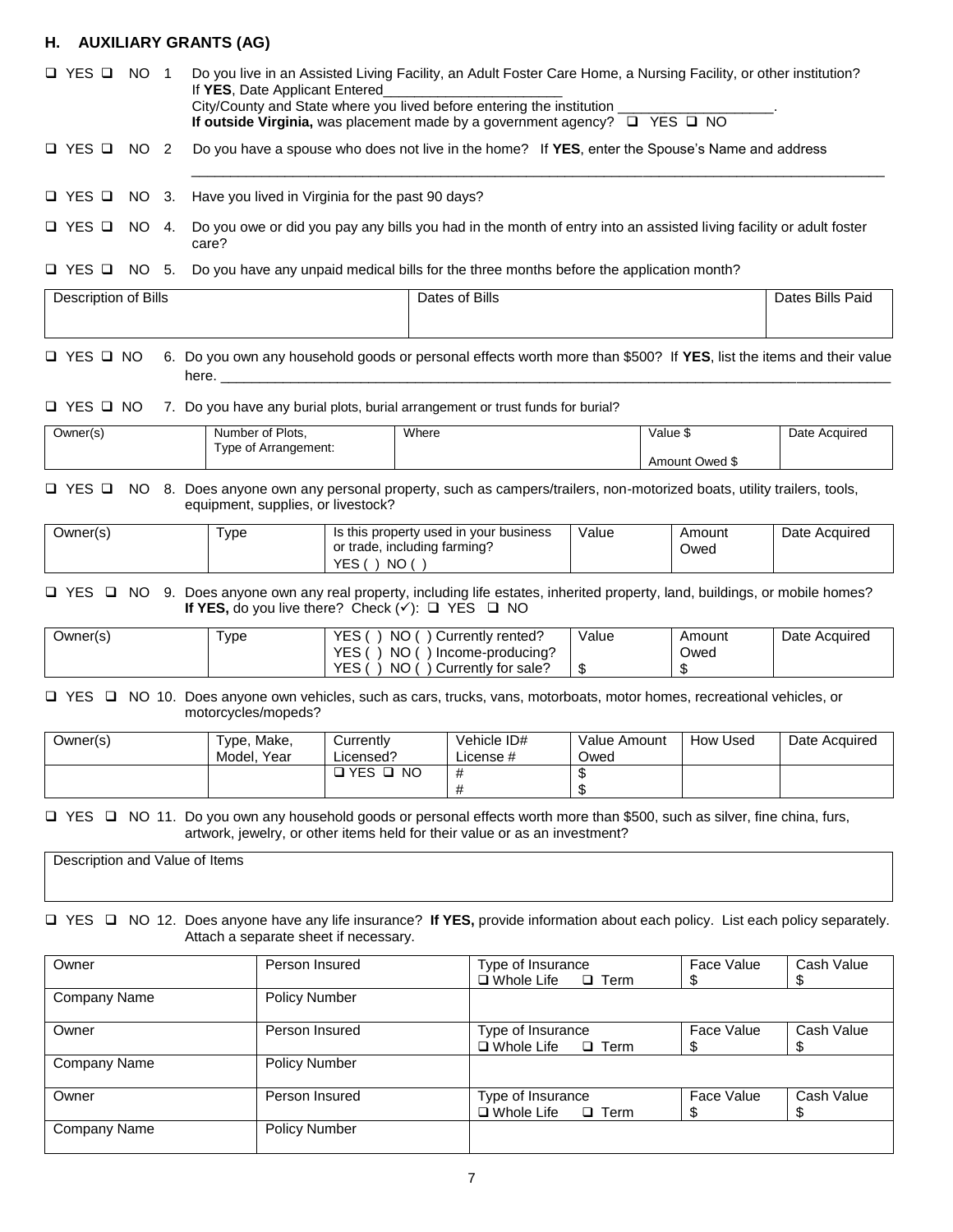## H. AUXILIARY GRANTS (AG)

❑ YES ❑ NO 1 Do you live in an Assisted Living Facility, an Adult Foster Care Home, a Nursing Facility, or other institution?
If **YES**, Date Applicant Entered_______________________
City/County and State where you lived before entering the institution ____________________.
**If outside Virginia,** was placement made by a government agency? ❑ YES ❑ NO

❑ YES ❑ NO 2 Do you have a spouse who does not live in the home? If **YES**, enter the Spouse's Name and address
_____________________________________________________________________________________________

❑ YES ❑ NO 3. Have you lived in Virginia for the past 90 days?

❑ YES ❑ NO 4. Do you owe or did you pay any bills you had in the month of entry into an assisted living facility or adult foster care?

❑ YES ❑ NO 5. Do you have any unpaid medical bills for the three months before the application month?

| Description of Bills | Dates of Bills | Dates Bills Paid |
|---|---|---|
| | | |

❑ YES ❑ NO 6. Do you own any household goods or personal effects worth more than $500? If **YES**, list the items and their value here. _____________________________________________________________________________________________

❑ YES ❑ NO 7. Do you have any burial plots, burial arrangement or trust funds for burial?

| Owner(s) | Number of Plots, Type of Arrangement: | Where | Value $ Amount Owed $ | Date Acquired |
|---|---|---|---|---|
| | | | | |

❑ YES ❑ NO 8. Does anyone own any personal property, such as campers/trailers, non-motorized boats, utility trailers, tools, equipment, supplies, or livestock?

| Owner(s) | Type | Is this property used in your business or trade, including farming? YES ( ) NO ( ) | Value | Amount Owed | Date Acquired |
|---|---|---|---|---|---|
| | | | | | |

❑ YES ❑ NO 9. Does anyone own any real property, including life estates, inherited property, land, buildings, or mobile homes? **If YES,** do you live there? Check (✓): ❑ YES ❑ NO

| Owner(s) | Type | YES ( ) NO ( ) Currently rented? YES ( ) NO ( ) Income-producing? YES ( ) NO ( ) Currently for sale? | Value | Amount Owed | Date Acquired |
|---|---|---|---|---|---|
| | | | $ | $ | |

❑ YES ❑ NO 10. Does anyone own vehicles, such as cars, trucks, vans, motorboats, motor homes, recreational vehicles, or motorcycles/mopeds?

| Owner(s) | Type, Make, Model, Year | Currently Licensed? | Vehicle ID# License # | Value Amount Owed | How Used | Date Acquired |
|---|---|---|---|---|---|---|
| | | ❑ YES ❑ NO | # # | $ $ | | |

❑ YES ❑ NO 11. Do you own any household goods or personal effects worth more than $500, such as silver, fine china, furs, artwork, jewelry, or other items held for their value or as an investment?

| Description and Value of Items |
|---|
| |

❑ YES ❑ NO 12. Does anyone have any life insurance? **If YES,** provide information about each policy. List each policy separately. Attach a separate sheet if necessary.

| Owner | Person Insured | Type of Insurance ❑ Whole Life ❑ Term | Face Value $ | Cash Value $ |
|---|---|---|---|---|
| Company Name | Policy Number | | | |
| Owner | Person Insured | Type of Insurance ❑ Whole Life ❑ Term | Face Value $ | Cash Value $ |
| Company Name | Policy Number | | | |
| Owner | Person Insured | Type of Insurance ❑ Whole Life ❑ Term | Face Value $ | Cash Value $ |
| Company Name | Policy Number | | | |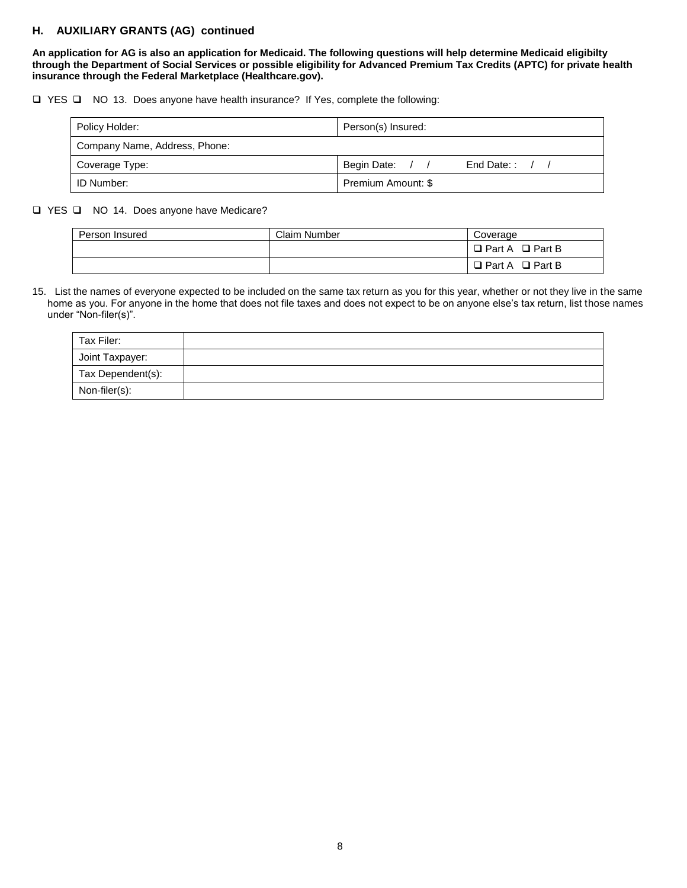## H. AUXILIARY GRANTS (AG) continued

**An application for AG is also an application for Medicaid. The following questions will help determine Medicaid eligibilty through the Department of Social Services or possible eligibility for Advanced Premium Tax Credits (APTC) for private health insurance through the Federal Marketplace (Healthcare.gov).**

❑ YES ❑ NO 13. Does anyone have health insurance? If Yes, complete the following:

| Policy Holder: | Person(s) Insured: |
|---|---|
| Company Name, Address, Phone: | |
| Coverage Type: | Begin Date: / / End Date: : / / |
| ID Number: | Premium Amount: $ |

❑ YES ❑ NO 14. Does anyone have Medicare?

| Person Insured | Claim Number | Coverage |
|---|---|---|
| | | ❑ Part A ❑ Part B |
| | | ❑ Part A ❑ Part B |

15. List the names of everyone expected to be included on the same tax return as you for this year, whether or not they live in the same home as you. For anyone in the home that does not file taxes and does not expect to be on anyone else's tax return, list those names under "Non-filer(s)".

| Tax Filer: | |
|---|---|
| Joint Taxpayer: | |
| Tax Dependent(s): | |
| Non-filer(s): | |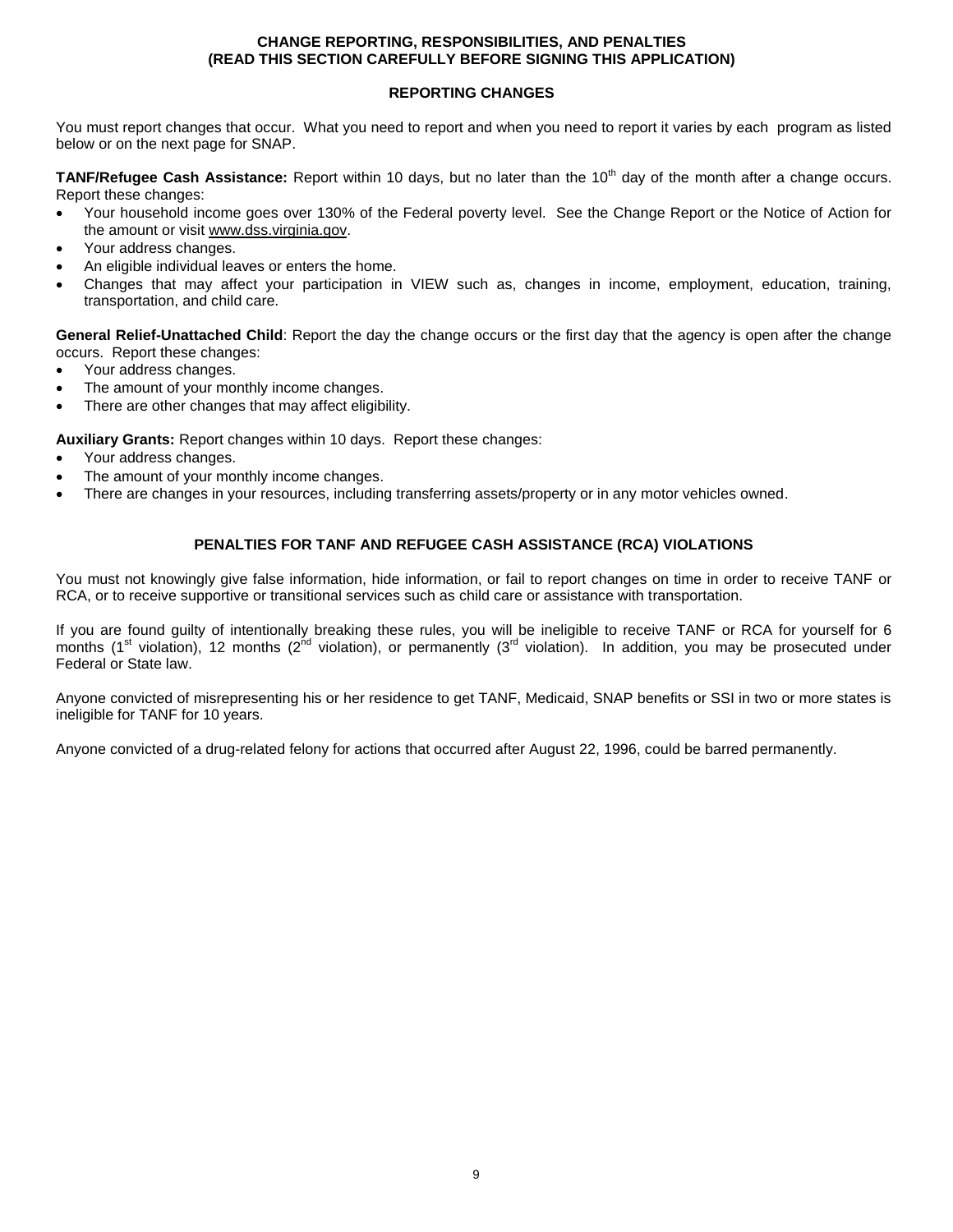# CHANGE REPORTING, RESPONSIBILITIES, AND PENALTIES
# (READ THIS SECTION CAREFULLY BEFORE SIGNING THIS APPLICATION)

## REPORTING CHANGES

You must report changes that occur. What you need to report and when you need to report it varies by each program as listed below or on the next page for SNAP.

**TANF/Refugee Cash Assistance:** Report within 10 days, but no later than the 10th day of the month after a change occurs. Report these changes:

- Your household income goes over 130% of the Federal poverty level. See the Change Report or the Notice of Action for the amount or visit www.dss.virginia.gov.
- Your address changes.
- An eligible individual leaves or enters the home.
- Changes that may affect your participation in VIEW such as, changes in income, employment, education, training, transportation, and child care.

**General Relief-Unattached Child**: Report the day the change occurs or the first day that the agency is open after the change occurs. Report these changes:

- Your address changes.
- The amount of your monthly income changes.
- There are other changes that may affect eligibility.

**Auxiliary Grants:** Report changes within 10 days. Report these changes:

- Your address changes.
- The amount of your monthly income changes.
- There are changes in your resources, including transferring assets/property or in any motor vehicles owned.

## PENALTIES FOR TANF AND REFUGEE CASH ASSISTANCE (RCA) VIOLATIONS

You must not knowingly give false information, hide information, or fail to report changes on time in order to receive TANF or RCA, or to receive supportive or transitional services such as child care or assistance with transportation.

If you are found guilty of intentionally breaking these rules, you will be ineligible to receive TANF or RCA for yourself for 6 months (1st violation), 12 months (2nd violation), or permanently (3rd violation). In addition, you may be prosecuted under Federal or State law.

Anyone convicted of misrepresenting his or her residence to get TANF, Medicaid, SNAP benefits or SSI in two or more states is ineligible for TANF for 10 years.

Anyone convicted of a drug-related felony for actions that occurred after August 22, 1996, could be barred permanently.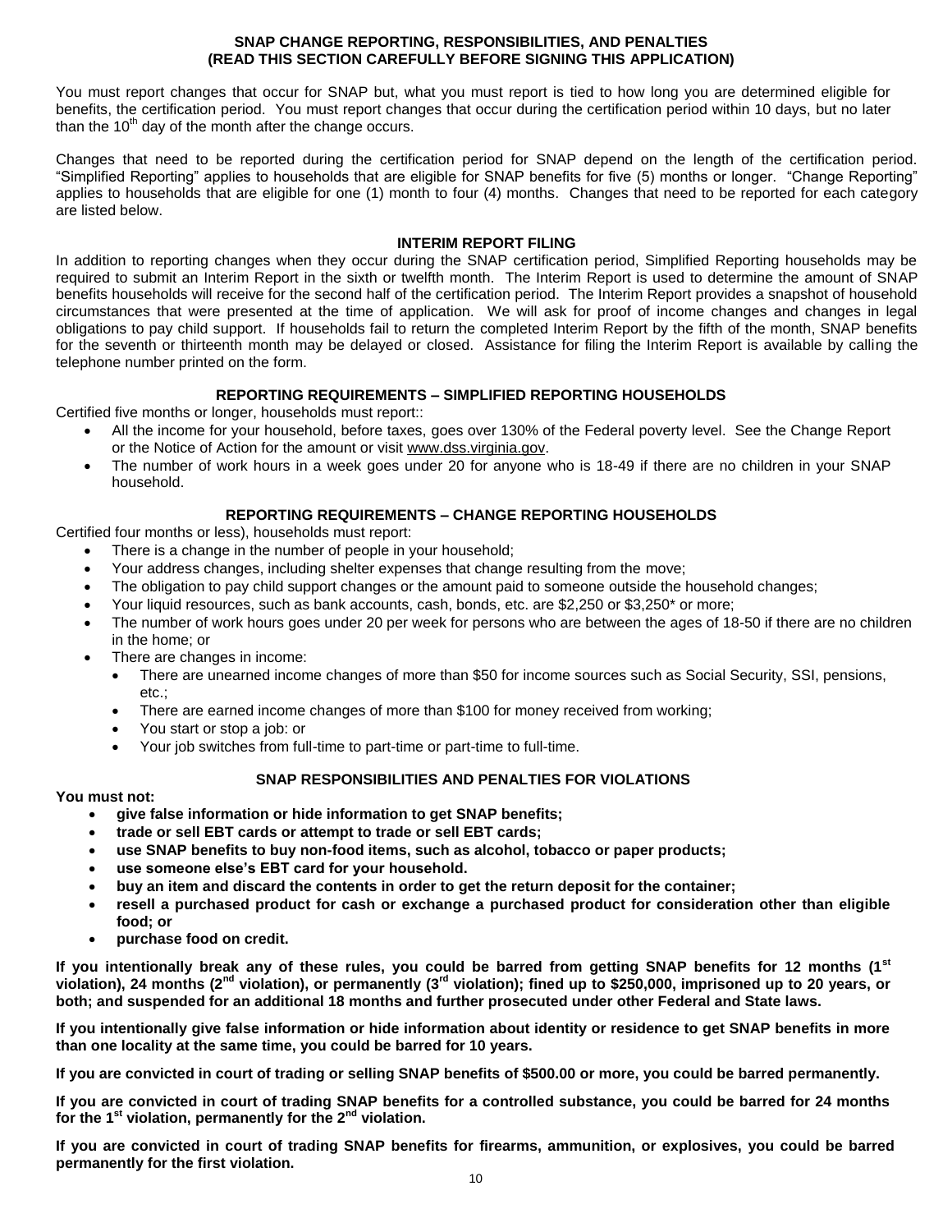## SNAP CHANGE REPORTING, RESPONSIBILITIES, AND PENALTIES
## (READ THIS SECTION CAREFULLY BEFORE SIGNING THIS APPLICATION)

You must report changes that occur for SNAP but, what you must report is tied to how long you are determined eligible for benefits, the certification period. You must report changes that occur during the certification period within 10 days, but no later than the 10th day of the month after the change occurs.

Changes that need to be reported during the certification period for SNAP depend on the length of the certification period. "Simplified Reporting" applies to households that are eligible for SNAP benefits for five (5) months or longer. "Change Reporting" applies to households that are eligible for one (1) month to four (4) months. Changes that need to be reported for each category are listed below.

### INTERIM REPORT FILING

In addition to reporting changes when they occur during the SNAP certification period, Simplified Reporting households may be required to submit an Interim Report in the sixth or twelfth month. The Interim Report is used to determine the amount of SNAP benefits households will receive for the second half of the certification period. The Interim Report provides a snapshot of household circumstances that were presented at the time of application. We will ask for proof of income changes and changes in legal obligations to pay child support. If households fail to return the completed Interim Report by the fifth of the month, SNAP benefits for the seventh or thirteenth month may be delayed or closed. Assistance for filing the Interim Report is available by calling the telephone number printed on the form.

### REPORTING REQUIREMENTS – SIMPLIFIED REPORTING HOUSEHOLDS

Certified five months or longer, households must report::

- All the income for your household, before taxes, goes over 130% of the Federal poverty level. See the Change Report or the Notice of Action for the amount or visit www.dss.virginia.gov.
- The number of work hours in a week goes under 20 for anyone who is 18-49 if there are no children in your SNAP household.

### REPORTING REQUIREMENTS – CHANGE REPORTING HOUSEHOLDS

Certified four months or less), households must report:

- There is a change in the number of people in your household;
- Your address changes, including shelter expenses that change resulting from the move;
- The obligation to pay child support changes or the amount paid to someone outside the household changes;
- Your liquid resources, such as bank accounts, cash, bonds, etc. are $2,250 or $3,250* or more;
- The number of work hours goes under 20 per week for persons who are between the ages of 18-50 if there are no children in the home; or
- There are changes in income:
  - There are unearned income changes of more than $50 for income sources such as Social Security, SSI, pensions, etc.;
  - There are earned income changes of more than $100 for money received from working;
  - You start or stop a job: or
  - Your job switches from full-time to part-time or part-time to full-time.

### SNAP RESPONSIBILITIES AND PENALTIES FOR VIOLATIONS

**You must not:**

- **give false information or hide information to get SNAP benefits;**
- **trade or sell EBT cards or attempt to trade or sell EBT cards;**
- **use SNAP benefits to buy non-food items, such as alcohol, tobacco or paper products;**
- **use someone else's EBT card for your household.**
- **buy an item and discard the contents in order to get the return deposit for the container;**
- **resell a purchased product for cash or exchange a purchased product for consideration other than eligible food; or**
- **purchase food on credit.**

**If you intentionally break any of these rules, you could be barred from getting SNAP benefits for 12 months (1st violation), 24 months (2nd violation), or permanently (3rd violation); fined up to $250,000, imprisoned up to 20 years, or both; and suspended for an additional 18 months and further prosecuted under other Federal and State laws.**

**If you intentionally give false information or hide information about identity or residence to get SNAP benefits in more than one locality at the same time, you could be barred for 10 years.**

**If you are convicted in court of trading or selling SNAP benefits of $500.00 or more, you could be barred permanently.**

**If you are convicted in court of trading SNAP benefits for a controlled substance, you could be barred for 24 months for the 1st violation, permanently for the 2nd violation.**

**If you are convicted in court of trading SNAP benefits for firearms, ammunition, or explosives, you could be barred permanently for the first violation.**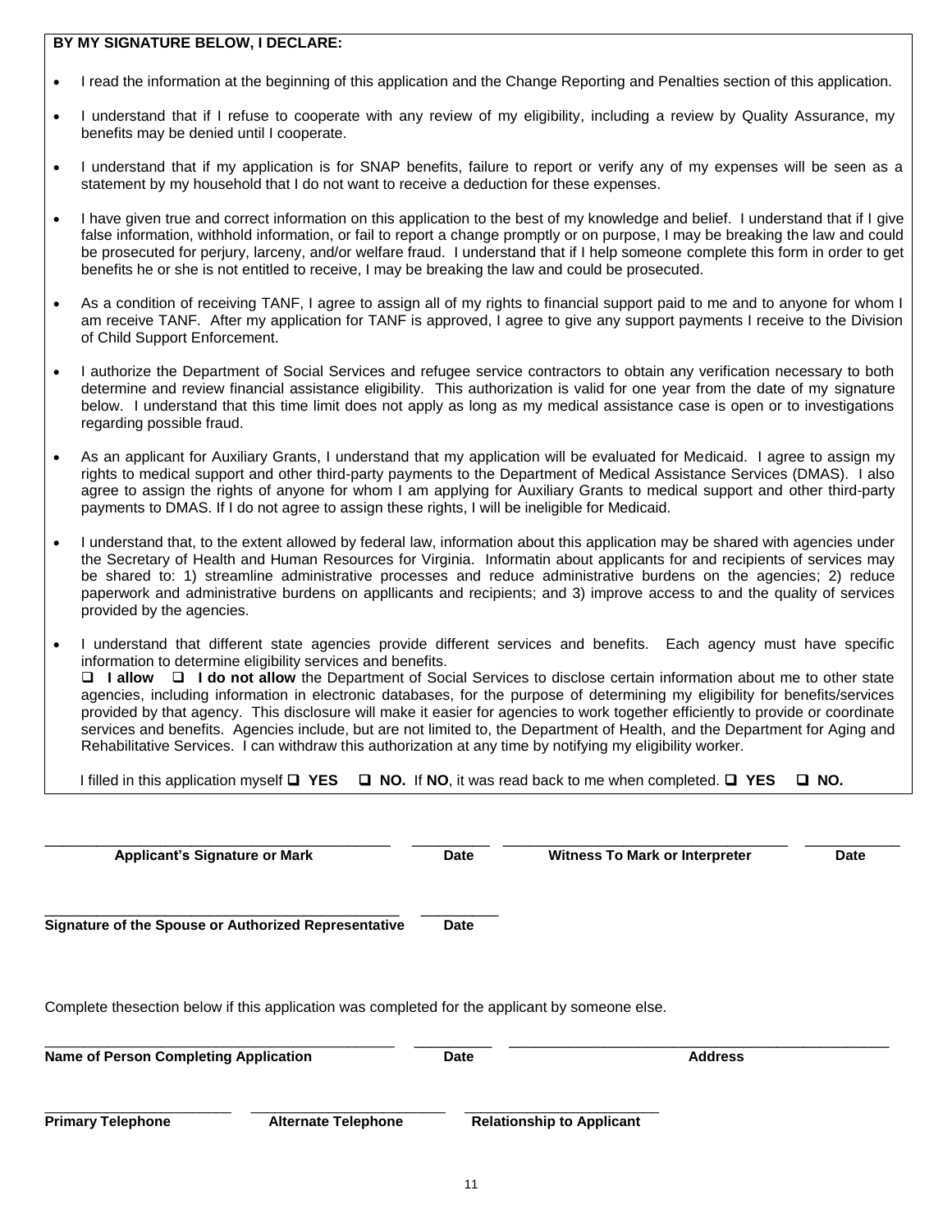**BY MY SIGNATURE BELOW, I DECLARE:**

- I read the information at the beginning of this application and the Change Reporting and Penalties section of this application.
- I understand that if I refuse to cooperate with any review of my eligibility, including a review by Quality Assurance, my benefits may be denied until I cooperate.
- I understand that if my application is for SNAP benefits, failure to report or verify any of my expenses will be seen as a statement by my household that I do not want to receive a deduction for these expenses.
- I have given true and correct information on this application to the best of my knowledge and belief. I understand that if I give false information, withhold information, or fail to report a change promptly or on purpose, I may be breaking the law and could be prosecuted for perjury, larceny, and/or welfare fraud. I understand that if I help someone complete this form in order to get benefits he or she is not entitled to receive, I may be breaking the law and could be prosecuted.
- As a condition of receiving TANF, I agree to assign all of my rights to financial support paid to me and to anyone for whom I am receive TANF. After my application for TANF is approved, I agree to give any support payments I receive to the Division of Child Support Enforcement.
- I authorize the Department of Social Services and refugee service contractors to obtain any verification necessary to both determine and review financial assistance eligibility. This authorization is valid for one year from the date of my signature below. I understand that this time limit does not apply as long as my medical assistance case is open or to investigations regarding possible fraud.
- As an applicant for Auxiliary Grants, I understand that my application will be evaluated for Medicaid. I agree to assign my rights to medical support and other third-party payments to the Department of Medical Assistance Services (DMAS). I also agree to assign the rights of anyone for whom I am applying for Auxiliary Grants to medical support and other third-party payments to DMAS. If I do not agree to assign these rights, I will be ineligible for Medicaid.
- I understand that, to the extent allowed by federal law, information about this application may be shared with agencies under the Secretary of Health and Human Resources for Virginia. Informatin about applicants for and recipients of services may be shared to: 1) streamline administrative processes and reduce administrative burdens on the agencies; 2) reduce paperwork and administrative burdens on appllicants and recipients; and 3) improve access to and the quality of services provided by the agencies.
- I understand that different state agencies provide different services and benefits. Each agency must have specific information to determine eligibility services and benefits.
  ☐ **I allow** ☐ **I do not allow** the Department of Social Services to disclose certain information about me to other state agencies, including information in electronic databases, for the purpose of determining my eligibility for benefits/services provided by that agency. This disclosure will make it easier for agencies to work together efficiently to provide or coordinate services and benefits. Agencies include, but are not limited to, the Department of Health, and the Department for Aging and Rehabilitative Services. I can withdraw this authorization at any time by notifying my eligibility worker.

I filled in this application myself ☐ **YES** ☐ **NO.** If **NO**, it was read back to me when completed. ☐ **YES** ☐ **NO.**

_____________________________________________ __________ ____________________________________ ___________
**Applicant's Signature or Mark** **Date** **Witness To Mark or Interpreter** **Date**

_____________________________________________ __________
**Signature of the Spouse or Authorized Representative** **Date**

Complete thesection below if this application was completed for the applicant by someone else.

_____________________________________________ __________ ________________________________________________
**Name of Person Completing Application** **Date** **Address**

________________________ ________________________ ________________________
**Primary Telephone** **Alternate Telephone** **Relationship to Applicant**